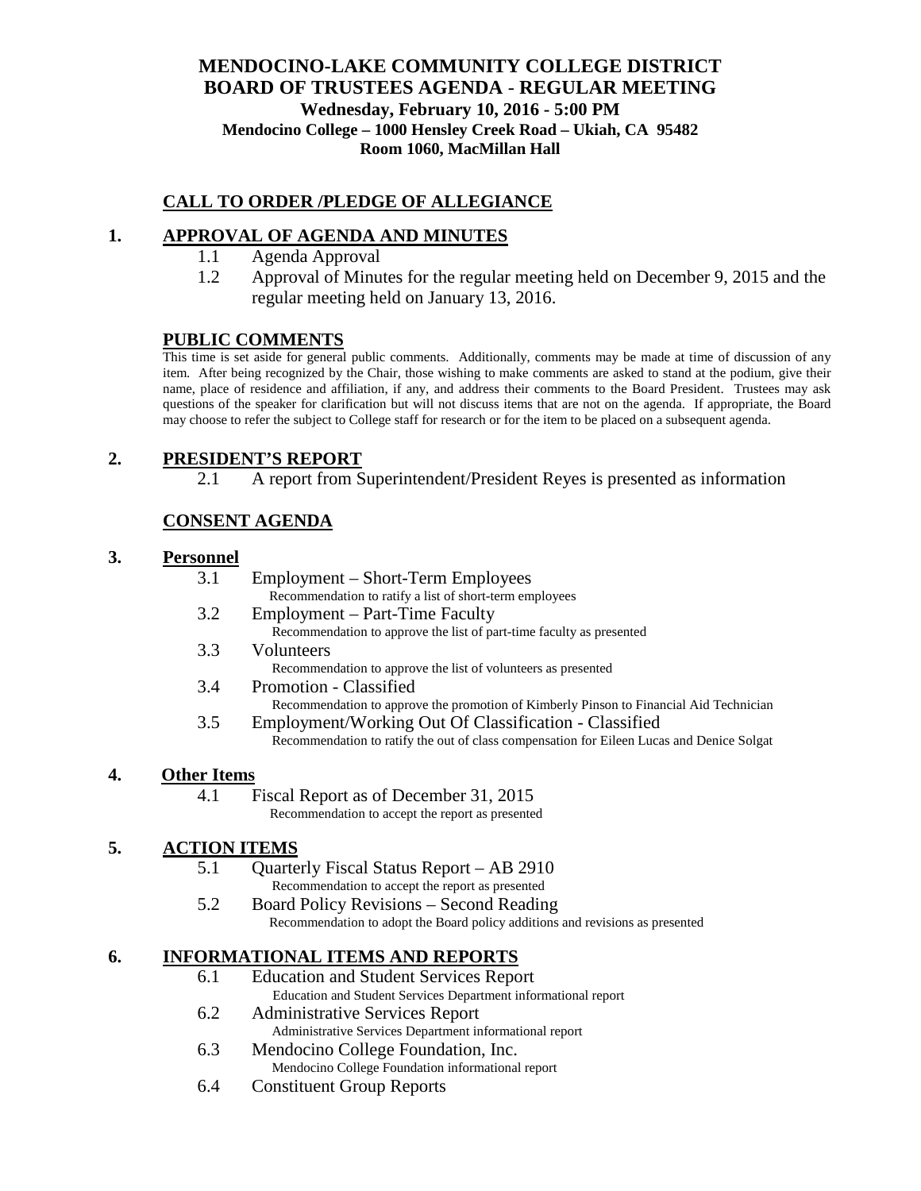# MENDOCINO-LAKE COMMUNITY COLLEGE DISTRICT
# BOARD OF TRUSTEES AGENDA - REGULAR MEETING

**Wednesday, February 10, 2016 - 5:00 PM**
**Mendocino College – 1000 Hensley Creek Road – Ukiah, CA 95482**
**Room 1060, MacMillan Hall**

## CALL TO ORDER /PLEDGE OF ALLEGIANCE

## 1. APPROVAL OF AGENDA AND MINUTES

1.1 Agenda Approval

1.2 Approval of Minutes for the regular meeting held on December 9, 2015 and the regular meeting held on January 13, 2016.

## PUBLIC COMMENTS

This time is set aside for general public comments. Additionally, comments may be made at time of discussion of any item. After being recognized by the Chair, those wishing to make comments are asked to stand at the podium, give their name, place of residence and affiliation, if any, and address their comments to the Board President. Trustees may ask questions of the speaker for clarification but will not discuss items that are not on the agenda. If appropriate, the Board may choose to refer the subject to College staff for research or for the item to be placed on a subsequent agenda.

## 2. PRESIDENT'S REPORT

2.1 A report from Superintendent/President Reyes is presented as information

## CONSENT AGENDA

## 3. Personnel

3.1 Employment – Short-Term Employees
Recommendation to ratify a list of short-term employees

3.2 Employment – Part-Time Faculty
Recommendation to approve the list of part-time faculty as presented

3.3 Volunteers
Recommendation to approve the list of volunteers as presented

3.4 Promotion - Classified
Recommendation to approve the promotion of Kimberly Pinson to Financial Aid Technician

3.5 Employment/Working Out Of Classification - Classified
Recommendation to ratify the out of class compensation for Eileen Lucas and Denice Solgat

## 4. Other Items

4.1 Fiscal Report as of December 31, 2015
Recommendation to accept the report as presented

## 5. ACTION ITEMS

5.1 Quarterly Fiscal Status Report – AB 2910
Recommendation to accept the report as presented

5.2 Board Policy Revisions – Second Reading
Recommendation to adopt the Board policy additions and revisions as presented

## 6. INFORMATIONAL ITEMS AND REPORTS

6.1 Education and Student Services Report
Education and Student Services Department informational report

6.2 Administrative Services Report
Administrative Services Department informational report

6.3 Mendocino College Foundation, Inc.
Mendocino College Foundation informational report

6.4 Constituent Group Reports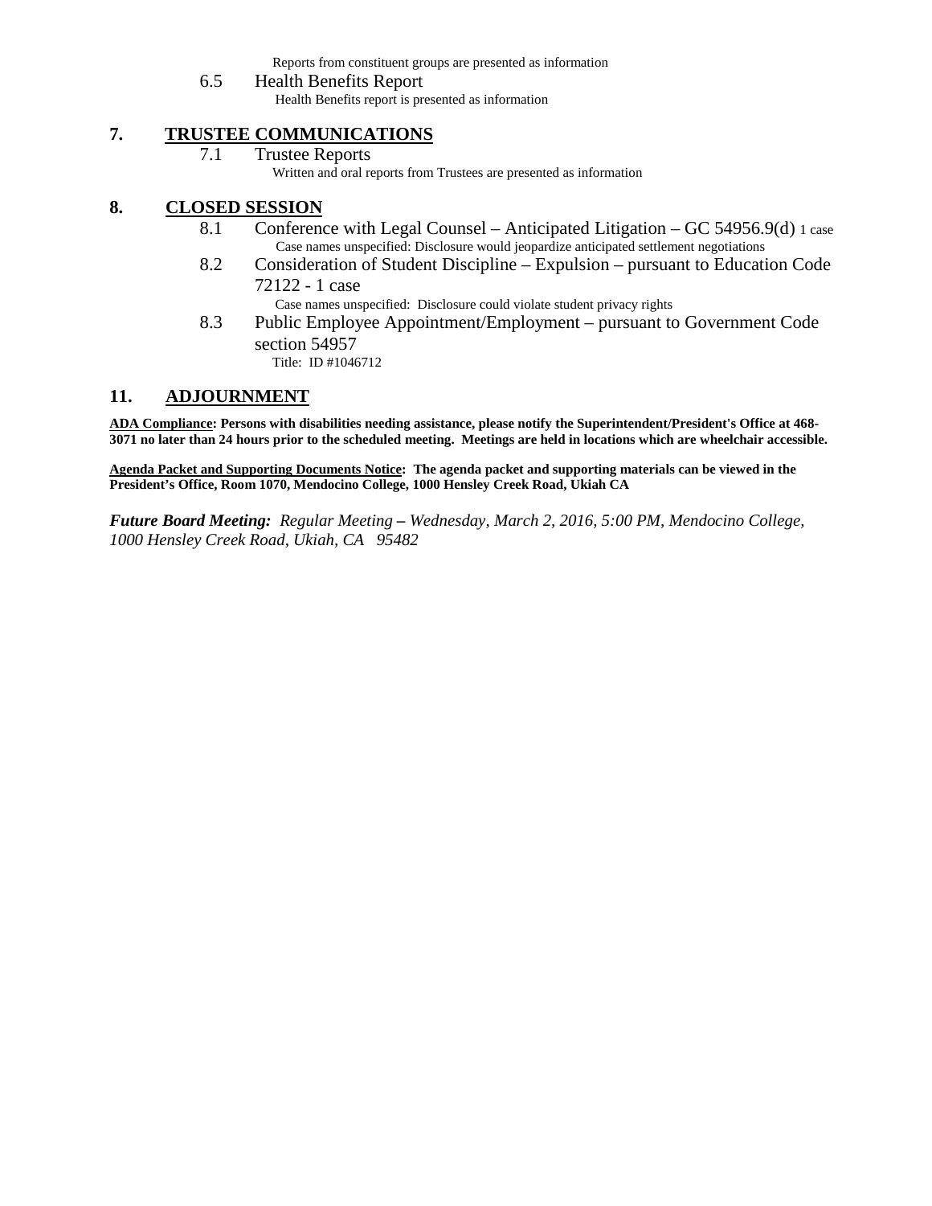Reports from constituent groups are presented as information

6.5 Health Benefits Report

Health Benefits report is presented as information

## 7. TRUSTEE COMMUNICATIONS

7.1 Trustee Reports

Written and oral reports from Trustees are presented as information

## 8. CLOSED SESSION

8.1 Conference with Legal Counsel – Anticipated Litigation – GC 54956.9(d) 1 case

Case names unspecified: Disclosure would jeopardize anticipated settlement negotiations

8.2 Consideration of Student Discipline – Expulsion – pursuant to Education Code 72122 - 1 case

Case names unspecified: Disclosure could violate student privacy rights

8.3 Public Employee Appointment/Employment – pursuant to Government Code section 54957

Title: ID #1046712

## 11. ADJOURNMENT

**ADA Compliance: Persons with disabilities needing assistance, please notify the Superintendent/President's Office at 468-3071 no later than 24 hours prior to the scheduled meeting. Meetings are held in locations which are wheelchair accessible.**

**Agenda Packet and Supporting Documents Notice: The agenda packet and supporting materials can be viewed in the President's Office, Room 1070, Mendocino College, 1000 Hensley Creek Road, Ukiah CA**

***Future Board Meeting:*** *Regular Meeting – Wednesday, March 2, 2016, 5:00 PM, Mendocino College, 1000 Hensley Creek Road, Ukiah, CA 95482*